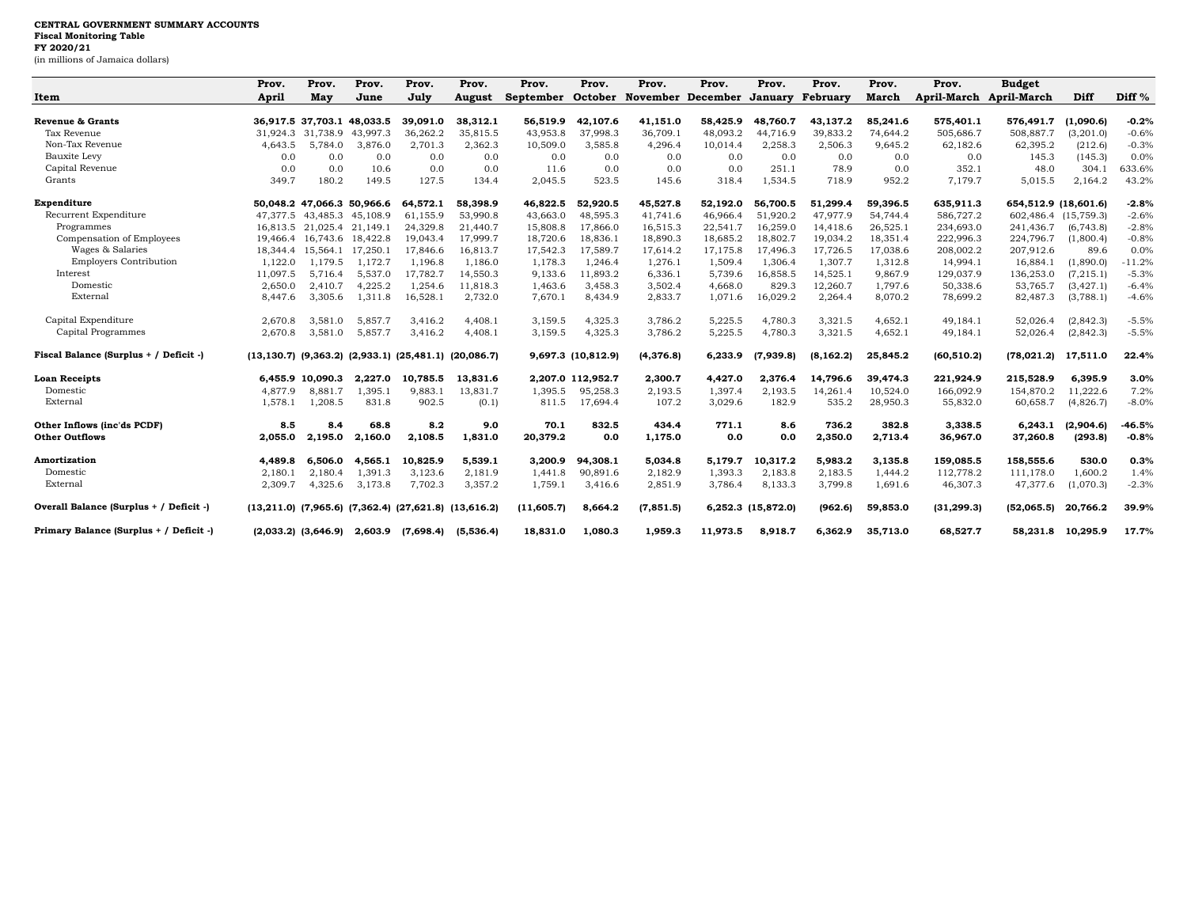**CENTRAL GOVERNMENT SUMMARY ACCOUNTS**
**Fiscal Monitoring Table**
**FY 2020/21**
(in millions of Jamaica dollars)

| Item | Prov. April | Prov. May | Prov. June | Prov. July | Prov. August | Prov. September | Prov. October | Prov. November | Prov. December | Prov. January | Prov. February | Prov. March | Prov. April-March | Budget April-March | Diff | Diff % |
|---|---|---|---|---|---|---|---|---|---|---|---|---|---|---|---|---|
| **Revenue & Grants** | **36,917.5** | **37,703.1** | **48,033.5** | **39,091.0** | **38,312.1** | **56,519.9** | **42,107.6** | **41,151.0** | **58,425.9** | **48,760.7** | **43,137.2** | **85,241.6** | **575,401.1** | **576,491.7** | **(1,090.6)** | **-0.2%** |
| Tax Revenue | 31,924.3 | 31,738.9 | 43,997.3 | 36,262.2 | 35,815.5 | 43,953.8 | 37,998.3 | 36,709.1 | 48,093.2 | 44,716.9 | 39,833.2 | 74,644.2 | 505,686.7 | 508,887.7 | (3,201.0) | -0.6% |
| Non-Tax Revenue | 4,643.5 | 5,784.0 | 3,876.0 | 2,701.3 | 2,362.3 | 10,509.0 | 3,585.8 | 4,296.4 | 10,014.4 | 2,258.3 | 2,506.3 | 9,645.2 | 62,182.6 | 62,395.2 | (212.6) | -0.3% |
| Bauxite Levy | 0.0 | 0.0 | 0.0 | 0.0 | 0.0 | 0.0 | 0.0 | 0.0 | 0.0 | 0.0 | 0.0 | 0.0 | 0.0 | 145.3 | (145.3) | 0.0% |
| Capital Revenue | 0.0 | 0.0 | 10.6 | 0.0 | 0.0 | 11.6 | 0.0 | 0.0 | 0.0 | 251.1 | 78.9 | 0.0 | 352.1 | 48.0 | 304.1 | 633.6% |
| Grants | 349.7 | 180.2 | 149.5 | 127.5 | 134.4 | 2,045.5 | 523.5 | 145.6 | 318.4 | 1,534.5 | 718.9 | 952.2 | 7,179.7 | 5,015.5 | 2,164.2 | 43.2% |
| **Expenditure** | **50,048.2** | **47,066.3** | **50,966.6** | **64,572.1** | **58,398.9** | **46,822.5** | **52,920.5** | **45,527.8** | **52,192.0** | **56,700.5** | **51,299.4** | **59,396.5** | **635,911.3** | **654,512.9** | **(18,601.6)** | **-2.8%** |
| Recurrent Expenditure | 47,377.5 | 43,485.3 | 45,108.9 | 61,155.9 | 53,990.8 | 43,663.0 | 48,595.3 | 41,741.6 | 46,966.4 | 51,920.2 | 47,977.9 | 54,744.4 | 586,727.2 | 602,486.4 | (15,759.3) | -2.6% |
| Programmes | 16,813.5 | 21,025.4 | 21,149.1 | 24,329.8 | 21,440.7 | 15,808.8 | 17,866.0 | 16,515.3 | 22,541.7 | 16,259.0 | 14,418.6 | 26,525.1 | 234,693.0 | 241,436.7 | (6,743.8) | -2.8% |
| Compensation of Employees | 19,466.4 | 16,743.6 | 18,422.8 | 19,043.4 | 17,999.7 | 18,720.6 | 18,836.1 | 18,890.3 | 18,685.2 | 18,802.7 | 19,034.2 | 18,351.4 | 222,996.3 | 224,796.7 | (1,800.4) | -0.8% |
| Wages & Salaries | 18,344.4 | 15,564.1 | 17,250.1 | 17,846.6 | 16,813.7 | 17,542.3 | 17,589.7 | 17,614.2 | 17,175.8 | 17,496.3 | 17,726.5 | 17,038.6 | 208,002.2 | 207,912.6 | 89.6 | 0.0% |
| Employers Contribution | 1,122.0 | 1,179.5 | 1,172.7 | 1,196.8 | 1,186.0 | 1,178.3 | 1,246.4 | 1,276.1 | 1,509.4 | 1,306.4 | 1,307.7 | 1,312.8 | 14,994.1 | 16,884.1 | (1,890.0) | -11.2% |
| Interest | 11,097.5 | 5,716.4 | 5,537.0 | 17,782.7 | 14,550.3 | 9,133.6 | 11,893.2 | 6,336.1 | 5,739.6 | 16,858.5 | 14,525.1 | 9,867.9 | 129,037.9 | 136,253.0 | (7,215.1) | -5.3% |
| Domestic | 2,650.0 | 2,410.7 | 4,225.2 | 1,254.6 | 11,818.3 | 1,463.6 | 3,458.3 | 3,502.4 | 4,668.0 | 829.3 | 12,260.7 | 1,797.6 | 50,338.6 | 53,765.7 | (3,427.1) | -6.4% |
| External | 8,447.6 | 3,305.6 | 1,311.8 | 16,528.1 | 2,732.0 | 7,670.1 | 8,434.9 | 2,833.7 | 1,071.6 | 16,029.2 | 2,264.4 | 8,070.2 | 78,699.2 | 82,487.3 | (3,788.1) | -4.6% |
| Capital Expenditure | 2,670.8 | 3,581.0 | 5,857.7 | 3,416.2 | 4,408.1 | 3,159.5 | 4,325.3 | 3,786.2 | 5,225.5 | 4,780.3 | 3,321.5 | 4,652.1 | 49,184.1 | 52,026.4 | (2,842.3) | -5.5% |
| Capital Programmes | 2,670.8 | 3,581.0 | 5,857.7 | 3,416.2 | 4,408.1 | 3,159.5 | 4,325.3 | 3,786.2 | 5,225.5 | 4,780.3 | 3,321.5 | 4,652.1 | 49,184.1 | 52,026.4 | (2,842.3) | -5.5% |
| **Fiscal Balance (Surplus + / Deficit -)** | **(13,130.7)** | **(9,363.2)** | **(2,933.1)** | **(25,481.1)** | **(20,086.7)** | **9,697.3** | **(10,812.9)** | **(4,376.8)** | **6,233.9** | **(7,939.8)** | **(8,162.2)** | **25,845.2** | **(60,510.2)** | **(78,021.2)** | **17,511.0** | **22.4%** |
| **Loan Receipts** | **6,455.9** | **10,090.3** | **2,227.0** | **10,785.5** | **13,831.6** | **2,207.0** | **112,952.7** | **2,300.7** | **4,427.0** | **2,376.4** | **14,796.6** | **39,474.3** | **221,924.9** | **215,528.9** | **6,395.9** | **3.0%** |
| Domestic | 4,877.9 | 8,881.7 | 1,395.1 | 9,883.1 | 13,831.7 | 1,395.5 | 95,258.3 | 2,193.5 | 1,397.4 | 2,193.5 | 14,261.4 | 10,524.0 | 166,092.9 | 154,870.2 | 11,222.6 | 7.2% |
| External | 1,578.1 | 1,208.5 | 831.8 | 902.5 | (0.1) | 811.5 | 17,694.4 | 107.2 | 3,029.6 | 182.9 | 535.2 | 28,950.3 | 55,832.0 | 60,658.7 | (4,826.7) | -8.0% |
| **Other Inflows (inc'ds PCDF)** | **8.5** | **8.4** | **68.8** | **8.2** | **9.0** | **70.1** | **832.5** | **434.4** | **771.1** | **8.6** | **736.2** | **382.8** | **3,338.5** | **6,243.1** | **(2,904.6)** | **-46.5%** |
| **Other Outflows** | **2,055.0** | **2,195.0** | **2,160.0** | **2,108.5** | **1,831.0** | **20,379.2** | **0.0** | **1,175.0** | **0.0** | **0.0** | **2,350.0** | **2,713.4** | **36,967.0** | **37,260.8** | **(293.8)** | **-0.8%** |
| **Amortization** | **4,489.8** | **6,506.0** | **4,565.1** | **10,825.9** | **5,539.1** | **3,200.9** | **94,308.1** | **5,034.8** | **5,179.7** | **10,317.2** | **5,983.2** | **3,135.8** | **159,085.5** | **158,555.6** | **530.0** | **0.3%** |
| Domestic | 2,180.1 | 2,180.4 | 1,391.3 | 3,123.6 | 2,181.9 | 1,441.8 | 90,891.6 | 2,182.9 | 1,393.3 | 2,183.8 | 2,183.5 | 1,444.2 | 112,778.2 | 111,178.0 | 1,600.2 | 1.4% |
| External | 2,309.7 | 4,325.6 | 3,173.8 | 7,702.3 | 3,357.2 | 1,759.1 | 3,416.6 | 2,851.9 | 3,786.4 | 8,133.3 | 3,799.8 | 1,691.6 | 46,307.3 | 47,377.6 | (1,070.3) | -2.3% |
| **Overall Balance (Surplus + / Deficit -)** | **(13,211.0)** | **(7,965.6)** | **(7,362.4)** | **(27,621.8)** | **(13,616.2)** | **(11,605.7)** | **8,664.2** | **(7,851.5)** | **6,252.3** | **(15,872.0)** | **(962.6)** | **59,853.0** | **(31,299.3)** | **(52,065.5)** | **20,766.2** | **39.9%** |
| **Primary Balance (Surplus + / Deficit -)** | **(2,033.2)** | **(3,646.9)** | **2,603.9** | **(7,698.4)** | **(5,536.4)** | **18,831.0** | **1,080.3** | **1,959.3** | **11,973.5** | **8,918.7** | **6,362.9** | **35,713.0** | **68,527.7** | **58,231.8** | **10,295.9** | **17.7%** |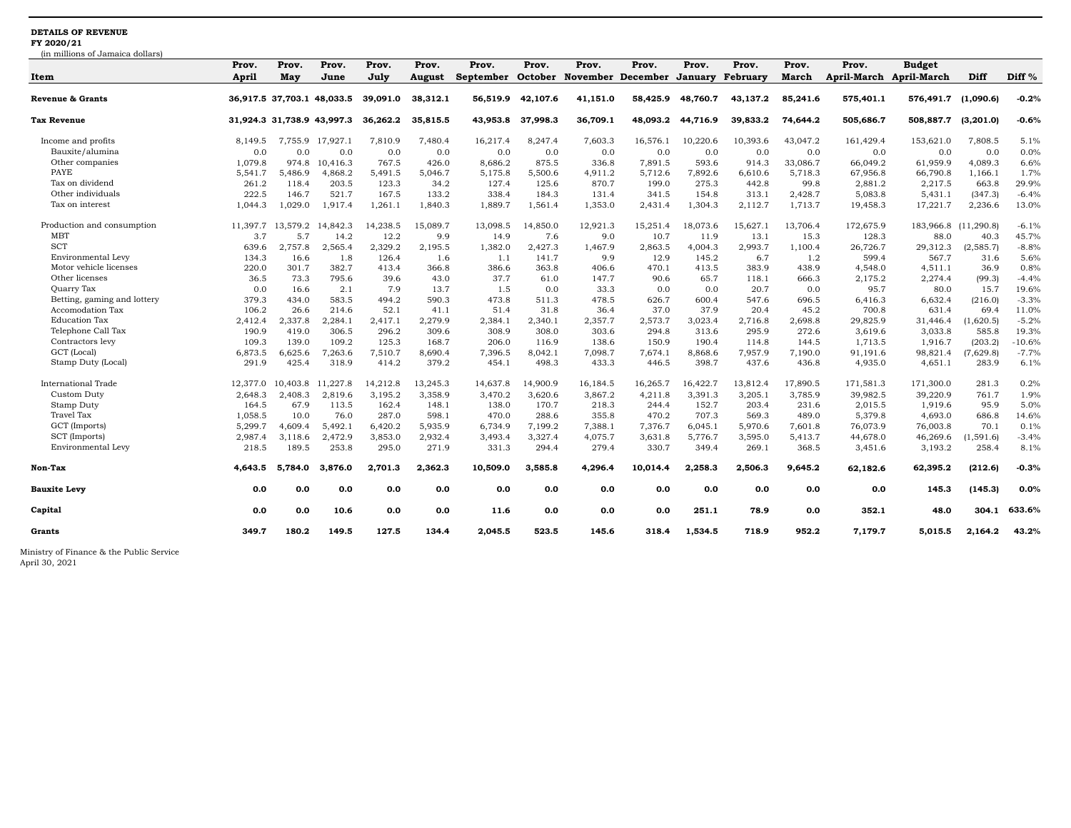**DETAILS OF REVENUE**
**FY 2020/21**
(in millions of Jamaica dollars)

| Item | Prov. April | Prov. May | Prov. June | Prov. July | Prov. August | Prov. September | Prov. October | Prov. November | Prov. December | Prov. January | Prov. February | Prov. March | Prov. April-March | Budget April-March | Diff | Diff % |
|---|---|---|---|---|---|---|---|---|---|---|---|---|---|---|---|---|
| **Revenue & Grants** | **36,917.5** | **37,703.1** | **48,033.5** | **39,091.0** | **38,312.1** | **56,519.9** | **42,107.6** | **41,151.0** | **58,425.9** | **48,760.7** | **43,137.2** | **85,241.6** | **575,401.1** | **576,491.7** | **(1,090.6)** | **-0.2%** |
| **Tax Revenue** | **31,924.3** | **31,738.9** | **43,997.3** | **36,262.2** | **35,815.5** | **43,953.8** | **37,998.3** | **36,709.1** | **48,093.2** | **44,716.9** | **39,833.2** | **74,644.2** | **505,686.7** | **508,887.7** | **(3,201.0)** | **-0.6%** |
| Income and profits | 8,149.5 | 7,755.9 | 17,927.1 | 7,810.9 | 7,480.4 | 16,217.4 | 8,247.4 | 7,603.3 | 16,576.1 | 10,220.6 | 10,393.6 | 43,047.2 | 161,429.4 | 153,621.0 | 7,808.5 | 5.1% |
| Bauxite/alumina | 0.0 | 0.0 | 0.0 | 0.0 | 0.0 | 0.0 | 0.0 | 0.0 | 0.0 | 0.0 | 0.0 | 0.0 | 0.0 | 0.0 | 0.0 | 0.0% |
| Other companies | 1,079.8 | 974.8 | 10,416.3 | 767.5 | 426.0 | 8,686.2 | 875.5 | 336.8 | 7,891.5 | 593.6 | 914.3 | 33,086.7 | 66,049.2 | 61,959.9 | 4,089.3 | 6.6% |
| PAYE | 5,541.7 | 5,486.9 | 4,868.2 | 5,491.5 | 5,046.7 | 5,175.8 | 5,500.6 | 4,911.2 | 5,712.6 | 7,892.6 | 6,610.6 | 5,718.3 | 67,956.8 | 66,790.8 | 1,166.1 | 1.7% |
| Tax on dividend | 261.2 | 118.4 | 203.5 | 123.3 | 34.2 | 127.4 | 125.6 | 870.7 | 199.0 | 275.3 | 442.8 | 99.8 | 2,881.2 | 2,217.5 | 663.8 | 29.9% |
| Other individuals | 222.5 | 146.7 | 521.7 | 167.5 | 133.2 | 338.4 | 184.3 | 131.4 | 341.5 | 154.8 | 313.1 | 2,428.7 | 5,083.8 | 5,431.1 | (347.3) | -6.4% |
| Tax on interest | 1,044.3 | 1,029.0 | 1,917.4 | 1,261.1 | 1,840.3 | 1,889.7 | 1,561.4 | 1,353.0 | 2,431.4 | 1,304.3 | 2,112.7 | 1,713.7 | 19,458.3 | 17,221.7 | 2,236.6 | 13.0% |
| Production and consumption | 11,397.7 | 13,579.2 | 14,842.3 | 14,238.5 | 15,089.7 | 13,098.5 | 14,850.0 | 12,921.3 | 15,251.4 | 18,073.6 | 15,627.1 | 13,706.4 | 172,675.9 | 183,966.8 | (11,290.8) | -6.1% |
| MBT | 3.7 | 5.7 | 14.2 | 12.2 | 9.9 | 14.9 | 7.6 | 9.0 | 10.7 | 11.9 | 13.1 | 15.3 | 128.3 | 88.0 | 40.3 | 45.7% |
| SCT | 639.6 | 2,757.8 | 2,565.4 | 2,329.2 | 2,195.5 | 1,382.0 | 2,427.3 | 1,467.9 | 2,863.5 | 4,004.3 | 2,993.7 | 1,100.4 | 26,726.7 | 29,312.3 | (2,585.7) | -8.8% |
| Environmental Levy | 134.3 | 16.6 | 1.8 | 126.4 | 1.6 | 1.1 | 141.7 | 9.9 | 12.9 | 145.2 | 6.7 | 1.2 | 599.4 | 567.7 | 31.6 | 5.6% |
| Motor vehicle licenses | 220.0 | 301.7 | 382.7 | 413.4 | 366.8 | 386.6 | 363.8 | 406.6 | 470.1 | 413.5 | 383.9 | 438.9 | 4,548.0 | 4,511.1 | 36.9 | 0.8% |
| Other licenses | 36.5 | 73.3 | 795.6 | 39.6 | 43.0 | 37.7 | 61.0 | 147.7 | 90.6 | 65.7 | 118.1 | 666.3 | 2,175.2 | 2,274.4 | (99.3) | -4.4% |
| Quarry Tax | 0.0 | 16.6 | 2.1 | 7.9 | 13.7 | 1.5 | 0.0 | 33.3 | 0.0 | 0.0 | 20.7 | 0.0 | 95.7 | 80.0 | 15.7 | 19.6% |
| Betting, gaming and lottery | 379.3 | 434.0 | 583.5 | 494.2 | 590.3 | 473.8 | 511.3 | 478.5 | 626.7 | 600.4 | 547.6 | 696.5 | 6,416.3 | 6,632.4 | (216.0) | -3.3% |
| Accomodation Tax | 106.2 | 26.6 | 214.6 | 52.1 | 41.1 | 51.4 | 31.8 | 36.4 | 37.0 | 37.9 | 20.4 | 45.2 | 700.8 | 631.4 | 69.4 | 11.0% |
| Education Tax | 2,412.4 | 2,337.8 | 2,284.1 | 2,417.1 | 2,279.9 | 2,384.1 | 2,340.1 | 2,357.7 | 2,573.7 | 3,023.4 | 2,716.8 | 2,698.8 | 29,825.9 | 31,446.4 | (1,620.5) | -5.2% |
| Telephone Call Tax | 190.9 | 419.0 | 306.5 | 296.2 | 309.6 | 308.9 | 308.0 | 303.6 | 294.8 | 313.6 | 295.9 | 272.6 | 3,619.6 | 3,033.8 | 585.8 | 19.3% |
| Contractors levy | 109.3 | 139.0 | 109.2 | 125.3 | 168.7 | 206.0 | 116.9 | 138.6 | 150.9 | 190.4 | 114.8 | 144.5 | 1,713.5 | 1,916.7 | (203.2) | -10.6% |
| GCT (Local) | 6,873.5 | 6,625.6 | 7,263.6 | 7,510.7 | 8,690.4 | 7,396.5 | 8,042.1 | 7,098.7 | 7,674.1 | 8,868.6 | 7,957.9 | 7,190.0 | 91,191.6 | 98,821.4 | (7,629.8) | -7.7% |
| Stamp Duty (Local) | 291.9 | 425.4 | 318.9 | 414.2 | 379.2 | 454.1 | 498.3 | 433.3 | 446.5 | 398.7 | 437.6 | 436.8 | 4,935.0 | 4,651.1 | 283.9 | 6.1% |
| International Trade | 12,377.0 | 10,403.8 | 11,227.8 | 14,212.8 | 13,245.3 | 14,637.8 | 14,900.9 | 16,184.5 | 16,265.7 | 16,422.7 | 13,812.4 | 17,890.5 | 171,581.3 | 171,300.0 | 281.3 | 0.2% |
| Custom Duty | 2,648.3 | 2,408.3 | 2,819.6 | 3,195.2 | 3,358.9 | 3,470.2 | 3,620.6 | 3,867.2 | 4,211.8 | 3,391.3 | 3,205.1 | 3,785.9 | 39,982.5 | 39,220.9 | 761.7 | 1.9% |
| Stamp Duty | 164.5 | 67.9 | 113.5 | 162.4 | 148.1 | 138.0 | 170.7 | 218.3 | 244.4 | 152.7 | 203.4 | 231.6 | 2,015.5 | 1,919.6 | 95.9 | 5.0% |
| Travel Tax | 1,058.5 | 10.0 | 76.0 | 287.0 | 598.1 | 470.0 | 288.6 | 355.8 | 470.2 | 707.3 | 569.3 | 489.0 | 5,379.8 | 4,693.0 | 686.8 | 14.6% |
| GCT (Imports) | 5,299.7 | 4,609.4 | 5,492.1 | 6,420.2 | 5,935.9 | 6,734.9 | 7,199.2 | 7,388.1 | 7,376.7 | 6,045.1 | 5,970.6 | 7,601.8 | 76,073.9 | 76,003.8 | 70.1 | 0.1% |
| SCT (Imports) | 2,987.4 | 3,118.6 | 2,472.9 | 3,853.0 | 2,932.4 | 3,493.4 | 3,327.4 | 4,075.7 | 3,631.8 | 5,776.7 | 3,595.0 | 5,413.7 | 44,678.0 | 46,269.6 | (1,591.6) | -3.4% |
| Environmental Levy | 218.5 | 189.5 | 253.8 | 295.0 | 271.9 | 331.3 | 294.4 | 279.4 | 330.7 | 349.4 | 269.1 | 368.5 | 3,451.6 | 3,193.2 | 258.4 | 8.1% |
| **Non-Tax** | **4,643.5** | **5,784.0** | **3,876.0** | **2,701.3** | **2,362.3** | **10,509.0** | **3,585.8** | **4,296.4** | **10,014.4** | **2,258.3** | **2,506.3** | **9,645.2** | **62,182.6** | **62,395.2** | **(212.6)** | **-0.3%** |
| **Bauxite Levy** | **0.0** | **0.0** | **0.0** | **0.0** | **0.0** | **0.0** | **0.0** | **0.0** | **0.0** | **0.0** | **0.0** | **0.0** | **0.0** | **145.3** | **(145.3)** | **0.0%** |
| **Capital** | **0.0** | **0.0** | **10.6** | **0.0** | **0.0** | **11.6** | **0.0** | **0.0** | **0.0** | **251.1** | **78.9** | **0.0** | **352.1** | **48.0** | **304.1** | **633.6%** |
| **Grants** | **349.7** | **180.2** | **149.5** | **127.5** | **134.4** | **2,045.5** | **523.5** | **145.6** | **318.4** | **1,534.5** | **718.9** | **952.2** | **7,179.7** | **5,015.5** | **2,164.2** | **43.2%** |

Ministry of Finance & the Public Service
April 30, 2021